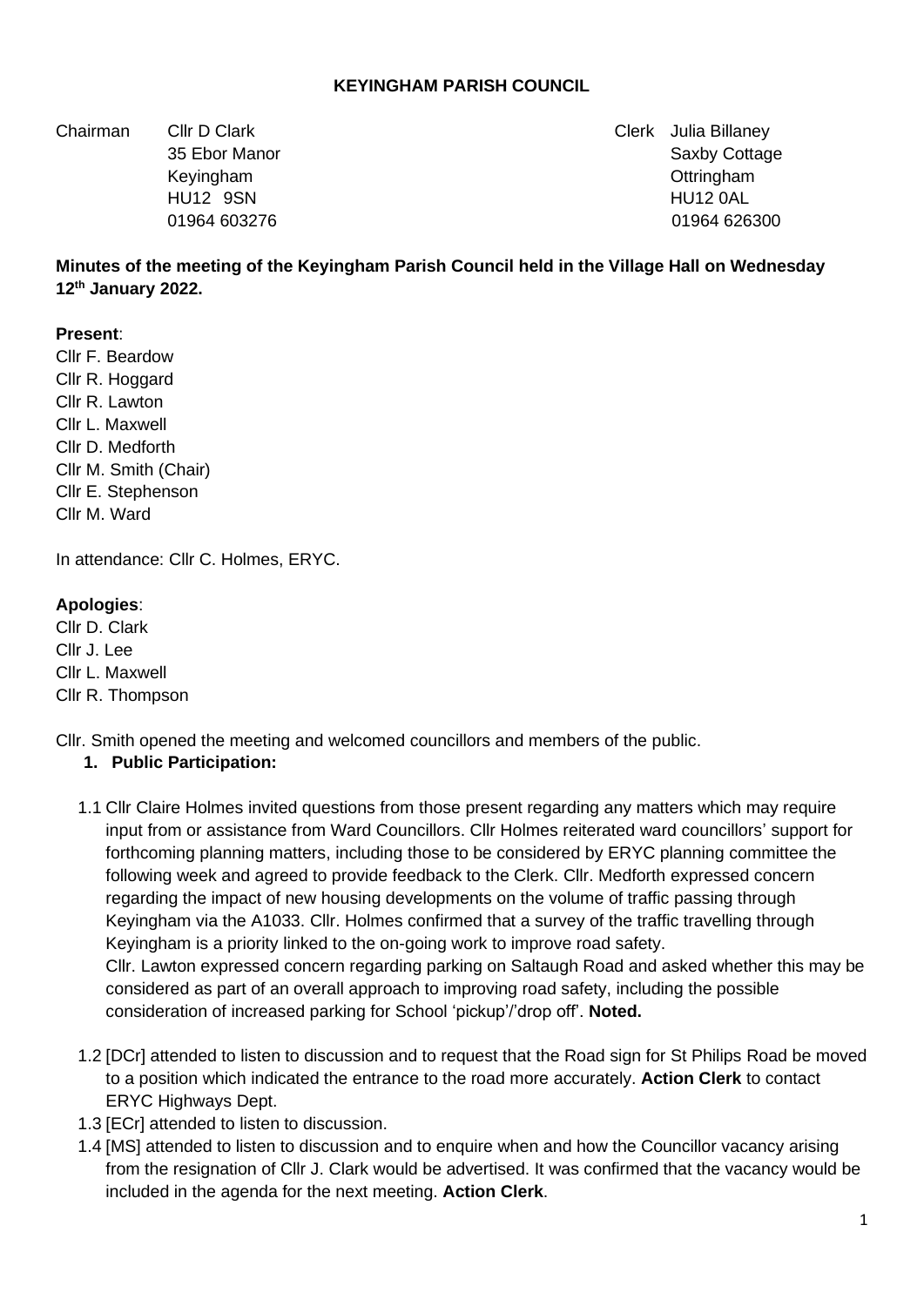**KEYINGHAM PARISH COUNCIL**

| Chairman | Cllr D Clark | Clerk | Julia Billaney |
|---|---|---|---|
| | 35 Ebor Manor | | Saxby Cottage |
| | Keyingham | | Ottringham |
| | HU12 9SN | | HU12 0AL |
| | 01964 603276 | | 01964 626300 |

**Minutes of the meeting of the Keyingham Parish Council held in the Village Hall on Wednesday 12th January 2022.**

**Present**:

Cllr F. Beardow
Cllr R. Hoggard
Cllr R. Lawton
Cllr L. Maxwell
Cllr D. Medforth
Cllr M. Smith (Chair)
Cllr E. Stephenson
Cllr M. Ward

In attendance: Cllr C. Holmes, ERYC.

**Apologies**:

Cllr D. Clark
Cllr J. Lee
Cllr L. Maxwell
Cllr R. Thompson

Cllr. Smith opened the meeting and welcomed councillors and members of the public.

1. **Public Participation:**

1.1 Cllr Claire Holmes invited questions from those present regarding any matters which may require input from or assistance from Ward Councillors. Cllr Holmes reiterated ward councillors' support for forthcoming planning matters, including those to be considered by ERYC planning committee the following week and agreed to provide feedback to the Clerk. Cllr. Medforth expressed concern regarding the impact of new housing developments on the volume of traffic passing through Keyingham via the A1033. Cllr. Holmes confirmed that a survey of the traffic travelling through Keyingham is a priority linked to the on-going work to improve road safety.
Cllr. Lawton expressed concern regarding parking on Saltaugh Road and asked whether this may be considered as part of an overall approach to improving road safety, including the possible consideration of increased parking for School 'pickup'/'drop off'. **Noted.**

1.2 [DCr] attended to listen to discussion and to request that the Road sign for St Philips Road be moved to a position which indicated the entrance to the road more accurately. **Action Clerk** to contact ERYC Highways Dept.

1.3 [ECr] attended to listen to discussion.

1.4 [MS] attended to listen to discussion and to enquire when and how the Councillor vacancy arising from the resignation of Cllr J. Clark would be advertised. It was confirmed that the vacancy would be included in the agenda for the next meeting. **Action Clerk**.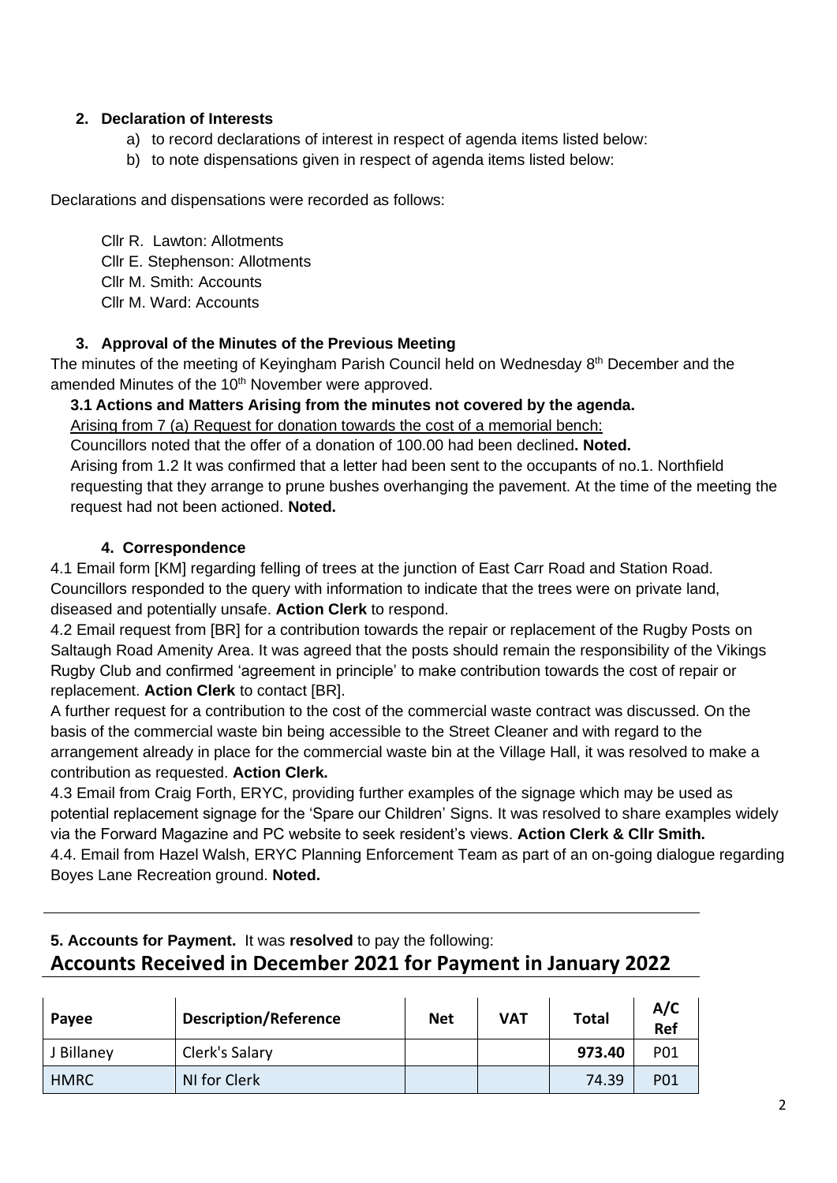### 2. Declaration of Interests

a) to record declarations of interest in respect of agenda items listed below:
b) to note dispensations given in respect of agenda items listed below:

Declarations and dispensations were recorded as follows:

Cllr R. Lawton: Allotments
Cllr E. Stephenson: Allotments
Cllr M. Smith: Accounts
Cllr M. Ward: Accounts

### 3. Approval of the Minutes of the Previous Meeting

The minutes of the meeting of Keyingham Parish Council held on Wednesday 8th December and the amended Minutes of the 10th November were approved.

**3.1 Actions and Matters Arising from the minutes not covered by the agenda.**

Arising from 7 (a) Request for donation towards the cost of a memorial bench:

Councillors noted that the offer of a donation of 100.00 had been declined**. Noted.**

Arising from 1.2 It was confirmed that a letter had been sent to the occupants of no.1. Northfield requesting that they arrange to prune bushes overhanging the pavement. At the time of the meeting the request had not been actioned. **Noted.**

### 4. Correspondence

4.1 Email form [KM] regarding felling of trees at the junction of East Carr Road and Station Road. Councillors responded to the query with information to indicate that the trees were on private land, diseased and potentially unsafe. **Action Clerk** to respond.

4.2 Email request from [BR] for a contribution towards the repair or replacement of the Rugby Posts on Saltaugh Road Amenity Area. It was agreed that the posts should remain the responsibility of the Vikings Rugby Club and confirmed 'agreement in principle' to make contribution towards the cost of repair or replacement. **Action Clerk** to contact [BR].

A further request for a contribution to the cost of the commercial waste contract was discussed. On the basis of the commercial waste bin being accessible to the Street Cleaner and with regard to the arrangement already in place for the commercial waste bin at the Village Hall, it was resolved to make a contribution as requested. **Action Clerk.**

4.3 Email from Craig Forth, ERYC, providing further examples of the signage which may be used as potential replacement signage for the 'Spare our Children' Signs. It was resolved to share examples widely via the Forward Magazine and PC website to seek resident's views. **Action Clerk & Cllr Smith.**

4.4. Email from Hazel Walsh, ERYC Planning Enforcement Team as part of an on-going dialogue regarding Boyes Lane Recreation ground. **Noted.**

---

**5. Accounts for Payment.** It was **resolved** to pay the following:

## Accounts Received in December 2021 for Payment in January 2022

| Payee | Description/Reference | Net | VAT | Total | A/C Ref |
|---|---|---|---|---|---|
| J Billaney | Clerk's Salary | | | **973.40** | P01 |
| HMRC | NI for Clerk | | | 74.39 | P01 |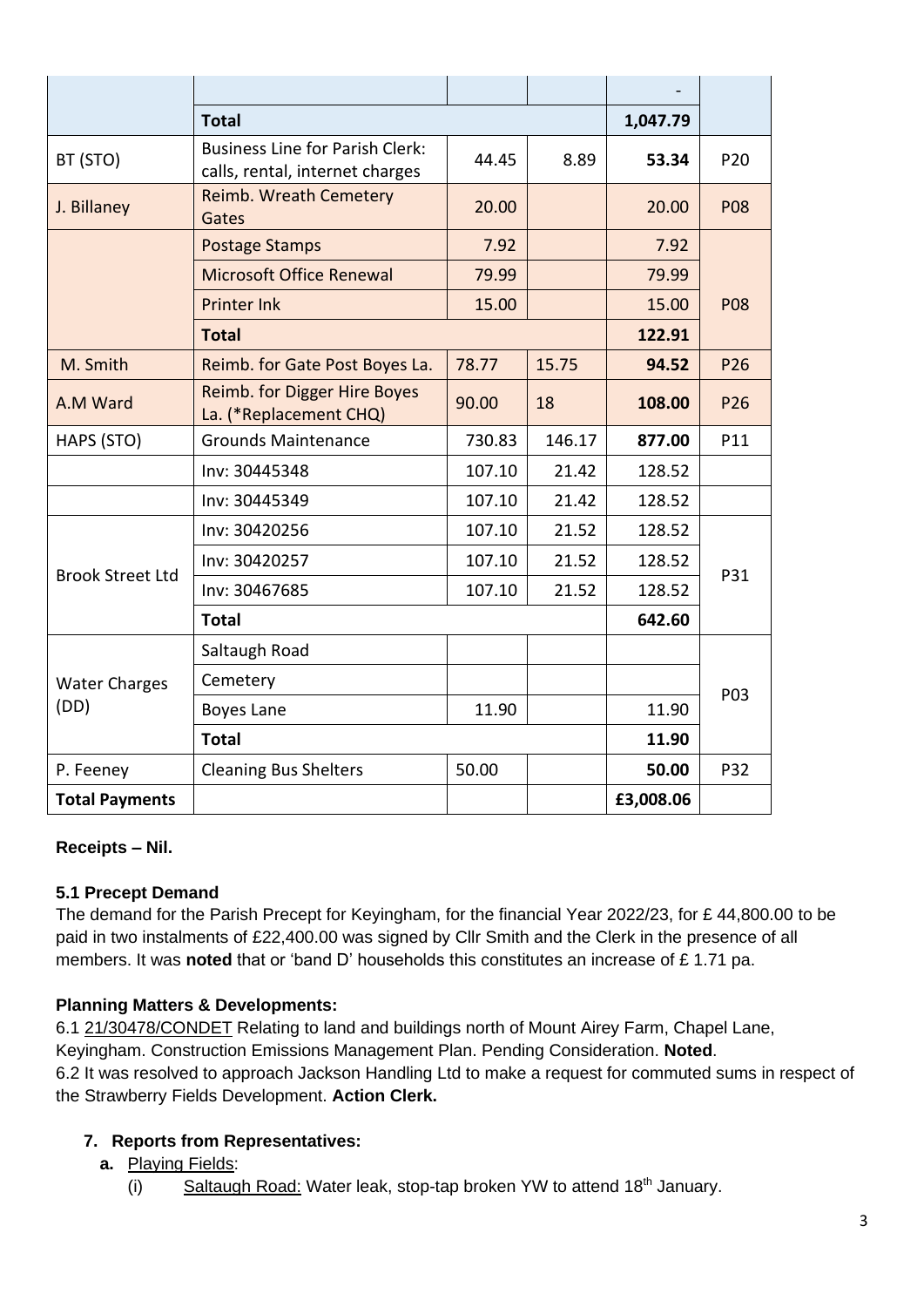|  |  |  |  | - |  |
|---|---|---|---|---|---|
|  | **Total** |  |  | **1,047.79** |  |
| BT (STO) | Business Line for Parish Clerk: calls, rental, internet charges | 44.45 | 8.89 | **53.34** | P20 |
| J. Billaney | Reimb. Wreath Cemetery Gates | 20.00 |  | 20.00 | P08 |
|  | Postage Stamps | 7.92 |  | 7.92 | P08 |
|  | Microsoft Office Renewal | 79.99 |  | 79.99 |  |
|  | Printer Ink | 15.00 |  | 15.00 |  |
|  | **Total** |  |  | **122.91** |  |
| M. Smith | Reimb. for Gate Post Boyes La. | 78.77 | 15.75 | **94.52** | P26 |
| A.M Ward | Reimb. for Digger Hire Boyes La. (*Replacement CHQ) | 90.00 | 18 | **108.00** | P26 |
| HAPS (STO) | Grounds Maintenance | 730.83 | 146.17 | **877.00** | P11 |
|  | Inv: 30445348 | 107.10 | 21.42 | 128.52 |  |
|  | Inv: 30445349 | 107.10 | 21.42 | 128.52 |  |
| Brook Street Ltd | Inv: 30420256 | 107.10 | 21.52 | 128.52 | P31 |
|  | Inv: 30420257 | 107.10 | 21.52 | 128.52 |  |
|  | Inv: 30467685 | 107.10 | 21.52 | 128.52 |  |
|  | **Total** |  |  | **642.60** |  |
| Water Charges (DD) | Saltaugh Road |  |  |  | P03 |
|  | Cemetery |  |  |  |  |
|  | Boyes Lane | 11.90 |  | 11.90 |  |
|  | **Total** |  |  | **11.90** |  |
| P. Feeney | Cleaning Bus Shelters | 50.00 |  | **50.00** | P32 |
| **Total Payments** |  |  |  | **£3,008.06** |  |

**Receipts – Nil.**

**5.1 Precept Demand**
The demand for the Parish Precept for Keyingham, for the financial Year 2022/23, for £ 44,800.00 to be paid in two instalments of £22,400.00 was signed by Cllr Smith and the Clerk in the presence of all members. It was **noted** that or 'band D' households this constitutes an increase of £ 1.71 pa.

**Planning Matters & Developments:**
6.1 21/30478/CONDET Relating to land and buildings north of Mount Airey Farm, Chapel Lane, Keyingham. Construction Emissions Management Plan. Pending Consideration. **Noted**.
6.2 It was resolved to approach Jackson Handling Ltd to make a request for commuted sums in respect of the Strawberry Fields Development. **Action Clerk.**

7. **Reports from Representatives:**
   a. Playing Fields:
      (i) Saltaugh Road: Water leak, stop-tap broken YW to attend 18th January.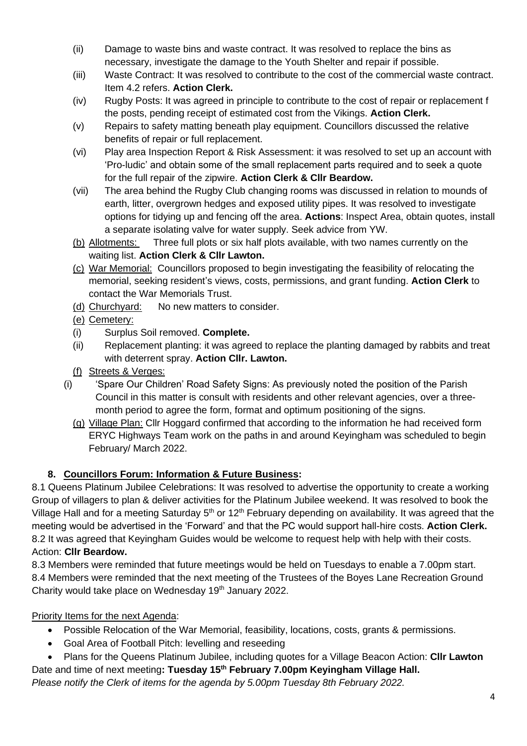(ii) Damage to waste bins and waste contract. It was resolved to replace the bins as necessary, investigate the damage to the Youth Shelter and repair if possible.

(iii) Waste Contract: It was resolved to contribute to the cost of the commercial waste contract. Item 4.2 refers. **Action Clerk.**

(iv) Rugby Posts: It was agreed in principle to contribute to the cost of repair or replacement f the posts, pending receipt of estimated cost from the Vikings. **Action Clerk.**

(v) Repairs to safety matting beneath play equipment. Councillors discussed the relative benefits of repair or full replacement.

(vi) Play area Inspection Report & Risk Assessment: it was resolved to set up an account with 'Pro-ludic' and obtain some of the small replacement parts required and to seek a quote for the full repair of the zipwire. **Action Clerk & Cllr Beardow.**

(vii) The area behind the Rugby Club changing rooms was discussed in relation to mounds of earth, litter, overgrown hedges and exposed utility pipes. It was resolved to investigate options for tidying up and fencing off the area. **Actions**: Inspect Area, obtain quotes, install a separate isolating valve for water supply. Seek advice from YW.

(b) Allotments: Three full plots or six half plots available, with two names currently on the waiting list. **Action Clerk & Cllr Lawton.**

(c) War Memorial: Councillors proposed to begin investigating the feasibility of relocating the memorial, seeking resident's views, costs, permissions, and grant funding. **Action Clerk** to contact the War Memorials Trust.

(d) Churchyard: No new matters to consider.

(e) Cemetery:

(i) Surplus Soil removed. **Complete.**

(ii) Replacement planting: it was agreed to replace the planting damaged by rabbits and treat with deterrent spray. **Action Cllr. Lawton.**

(f) Streets & Verges:

(i) 'Spare Our Children' Road Safety Signs: As previously noted the position of the Parish Council in this matter is consult with residents and other relevant agencies, over a three-month period to agree the form, format and optimum positioning of the signs.

(g) Village Plan: Cllr Hoggard confirmed that according to the information he had received form ERYC Highways Team work on the paths in and around Keyingham was scheduled to begin February/ March 2022.

## 8. Councillors Forum: Information & Future Business:

8.1 Queens Platinum Jubilee Celebrations: It was resolved to advertise the opportunity to create a working Group of villagers to plan & deliver activities for the Platinum Jubilee weekend. It was resolved to book the Village Hall and for a meeting Saturday 5th or 12th February depending on availability. It was agreed that the meeting would be advertised in the 'Forward' and that the PC would support hall-hire costs. **Action Clerk.**

8.2 It was agreed that Keyingham Guides would be welcome to request help with help with their costs. Action: **Cllr Beardow.**

8.3 Members were reminded that future meetings would be held on Tuesdays to enable a 7.00pm start.

8.4 Members were reminded that the next meeting of the Trustees of the Boyes Lane Recreation Ground Charity would take place on Wednesday 19th January 2022.

Priority Items for the next Agenda:

- Possible Relocation of the War Memorial, feasibility, locations, costs, grants & permissions.
- Goal Area of Football Pitch: levelling and reseeding
- Plans for the Queens Platinum Jubilee, including quotes for a Village Beacon Action: **Cllr Lawton**

Date and time of next meeting**: Tuesday 15th February 7.00pm Keyingham Village Hall.**

*Please notify the Clerk of items for the agenda by 5.00pm Tuesday 8th February 2022.*